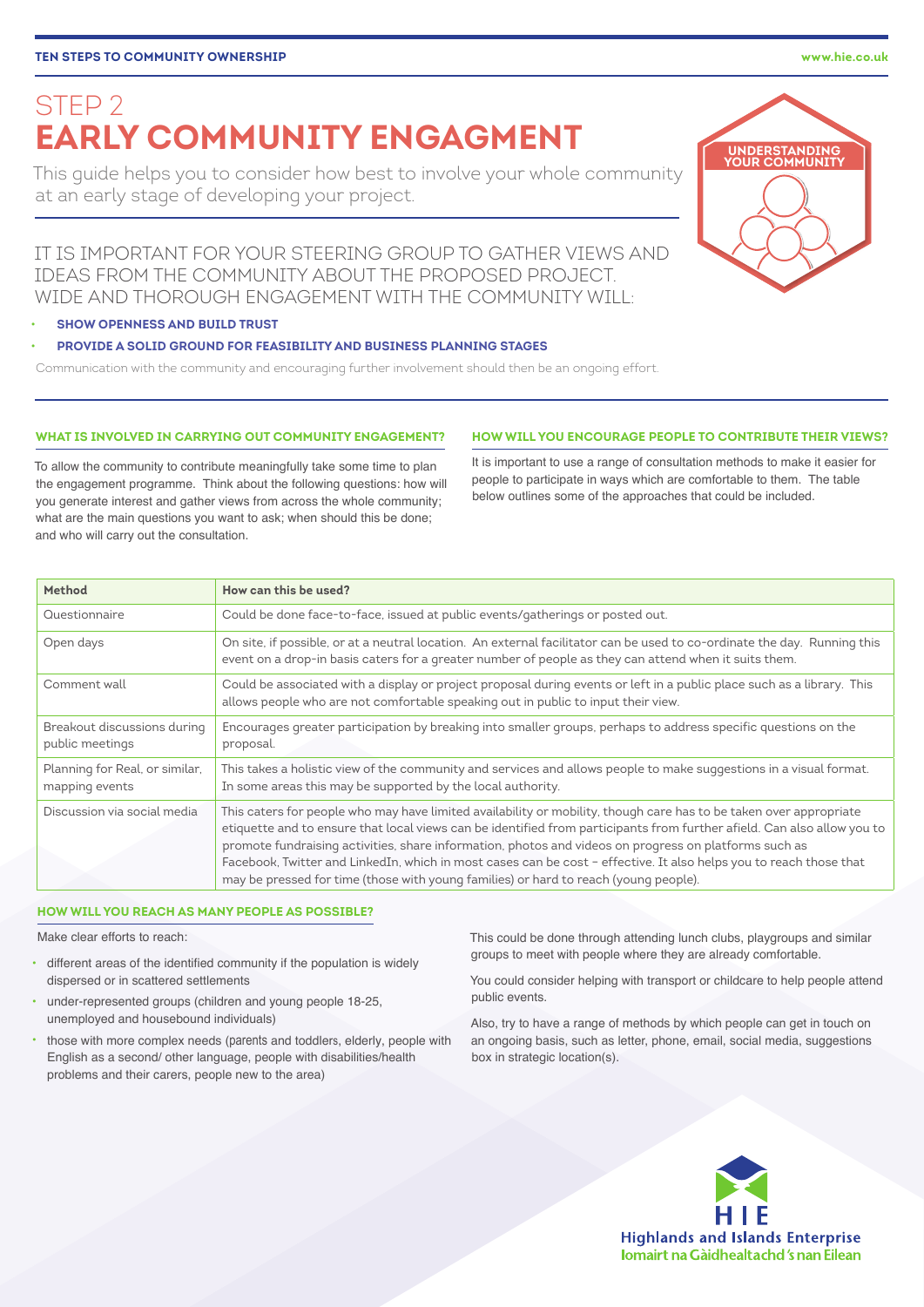# STEP 2

# EARLY COMMUNITY ENGAGMENT

This guide helps you to consider how best to involve your whole community at an early stage of developing your project.

UNDERSTANDING YOUR COMMUNITY

## IT IS IMPORTANT FOR YOUR STEERING GROUP TO GATHER VIEWS AND IDEAS FROM THE COMMUNITY ABOUT THE PROPOSED PROJECT. WIDE AND THOROUGH ENGAGEMENT WITH THE COMMUNITY WILL:

- **SHOW OPENNESS AND BUILD TRUST**
- **PROVIDE A SOLID GROUND FOR FEASIBILITY AND BUSINESS PLANNING STAGES**

Communication with the community and encouraging further involvement should then be an ongoing effort.

### WHAT IS INVOLVED IN CARRYING OUT COMMUNITY ENGAGEMENT?

To allow the community to contribute meaningfully take some time to plan the engagement programme. Think about the following questions: how will you generate interest and gather views from across the whole community; what are the main questions you want to ask; when should this be done; and who will carry out the consultation.

### HOW WILL YOU ENCOURAGE PEOPLE TO CONTRIBUTE THEIR VIEWS?

It is important to use a range of consultation methods to make it easier for people to participate in ways which are comfortable to them. The table below outlines some of the approaches that could be included.

| Method | How can this be used? |
| --- | --- |
| Questionnaire | Could be done face-to-face, issued at public events/gatherings or posted out. |
| Open days | On site, if possible, or at a neutral location. An external facilitator can be used to co-ordinate the day. Running this event on a drop-in basis caters for a greater number of people as they can attend when it suits them. |
| Comment wall | Could be associated with a display or project proposal during events or left in a public place such as a library. This allows people who are not comfortable speaking out in public to input their view. |
| Breakout discussions during public meetings | Encourages greater participation by breaking into smaller groups, perhaps to address specific questions on the proposal. |
| Planning for Real, or similar, mapping events | This takes a holistic view of the community and services and allows people to make suggestions in a visual format. In some areas this may be supported by the local authority. |
| Discussion via social media | This caters for people who may have limited availability or mobility, though care has to be taken over appropriate etiquette and to ensure that local views can be identified from participants from further afield. Can also allow you to promote fundraising activities, share information, photos and videos on progress on platforms such as Facebook, Twitter and LinkedIn, which in most cases can be cost – effective. It also helps you to reach those that may be pressed for time (those with young families) or hard to reach (young people). |

### HOW WILL YOU REACH AS MANY PEOPLE AS POSSIBLE?

Make clear efforts to reach:

- different areas of the identified community if the population is widely dispersed or in scattered settlements
- under-represented groups (children and young people 18-25, unemployed and housebound individuals)
- those with more complex needs (parents and toddlers, elderly, people with English as a second/ other language, people with disabilities/health problems and their carers, people new to the area)

This could be done through attending lunch clubs, playgroups and similar groups to meet with people where they are already comfortable.

You could consider helping with transport or childcare to help people attend public events.

Also, try to have a range of methods by which people can get in touch on an ongoing basis, such as letter, phone, email, social media, suggestions box in strategic location(s).

HIE
Highlands and Islands Enterprise
Iomairt na Gàidhealtachd 's nan Eilean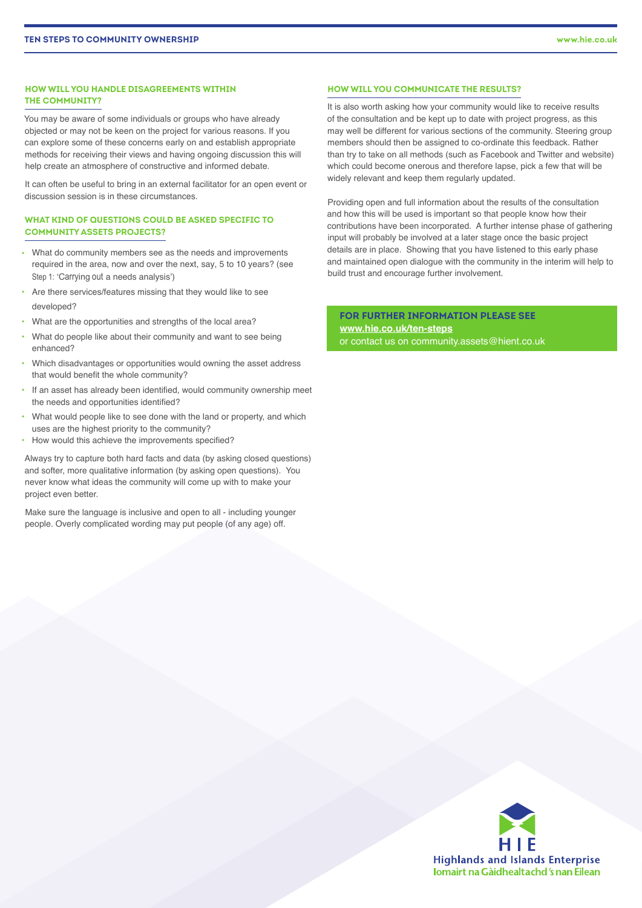### HOW WILL YOU HANDLE DISAGREEMENTS WITHIN THE COMMUNITY?

You may be aware of some individuals or groups who have already objected or may not be keen on the project for various reasons. If you can explore some of these concerns early on and establish appropriate methods for receiving their views and having ongoing discussion this will help create an atmosphere of constructive and informed debate.

It can often be useful to bring in an external facilitator for an open event or discussion session is in these circumstances.

### WHAT KIND OF QUESTIONS COULD BE ASKED SPECIFIC TO COMMUNITY ASSETS PROJECTS?

- What do community members see as the needs and improvements required in the area, now and over the next, say, 5 to 10 years? (see Step 1: 'Carrying out a needs analysis')
- Are there services/features missing that they would like to see developed?
- What are the opportunities and strengths of the local area?
- What do people like about their community and want to see being enhanced?
- Which disadvantages or opportunities would owning the asset address that would benefit the whole community?
- If an asset has already been identified, would community ownership meet the needs and opportunities identified?
- What would people like to see done with the land or property, and which uses are the highest priority to the community?
- How would this achieve the improvements specified?

Always try to capture both hard facts and data (by asking closed questions) and softer, more qualitative information (by asking open questions). You never know what ideas the community will come up with to make your project even better.

Make sure the language is inclusive and open to all - including younger people. Overly complicated wording may put people (of any age) off.

### HOW WILL YOU COMMUNICATE THE RESULTS?

It is also worth asking how your community would like to receive results of the consultation and be kept up to date with project progress, as this may well be different for various sections of the community. Steering group members should then be assigned to co-ordinate this feedback. Rather than try to take on all methods (such as Facebook and Twitter and website) which could become onerous and therefore lapse, pick a few that will be widely relevant and keep them regularly updated.

Providing open and full information about the results of the consultation and how this will be used is important so that people know how their contributions have been incorporated. A further intense phase of gathering input will probably be involved at a later stage once the basic project details are in place. Showing that you have listened to this early phase and maintained open dialogue with the community in the interim will help to build trust and encourage further involvement.

**FOR FURTHER INFORMATION PLEASE SEE**
**www.hie.co.uk/ten-steps**
or contact us on community.assets@hient.co.uk

HIE
Highlands and Islands Enterprise
Iomairt na Gàidhealtachd 's nan Eilean